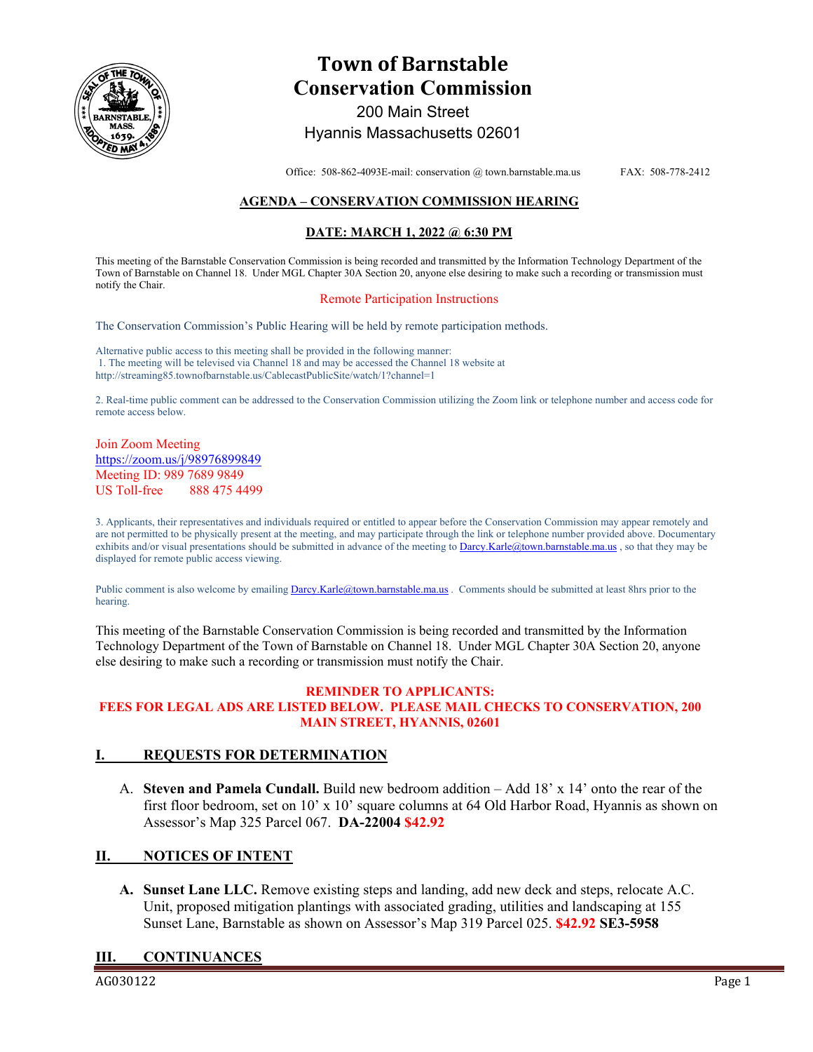# Town of Barnstable
# Conservation Commission

200 Main Street
Hyannis Massachusetts 02601

Office: 508-862-4093E-mail: conservation @ town.barnstable.ma.us FAX: 508-778-2412

## AGENDA – CONSERVATION COMMISSION HEARING

### DATE: MARCH 1, 2022 @ 6:30 PM

This meeting of the Barnstable Conservation Commission is being recorded and transmitted by the Information Technology Department of the Town of Barnstable on Channel 18. Under MGL Chapter 30A Section 20, anyone else desiring to make such a recording or transmission must notify the Chair.

Remote Participation Instructions

The Conservation Commission's Public Hearing will be held by remote participation methods.

Alternative public access to this meeting shall be provided in the following manner:
1. The meeting will be televised via Channel 18 and may be accessed the Channel 18 website at http://streaming85.townofbarnstable.us/CablecastPublicSite/watch/1?channel=1

2. Real-time public comment can be addressed to the Conservation Commission utilizing the Zoom link or telephone number and access code for remote access below.

Join Zoom Meeting
https://zoom.us/j/98976899849
Meeting ID: 989 7689 9849
US Toll-free 888 475 4499

3. Applicants, their representatives and individuals required or entitled to appear before the Conservation Commission may appear remotely and are not permitted to be physically present at the meeting, and may participate through the link or telephone number provided above. Documentary exhibits and/or visual presentations should be submitted in advance of the meeting to Darcy.Karle@town.barnstable.ma.us , so that they may be displayed for remote public access viewing.

Public comment is also welcome by emailing Darcy.Karle@town.barnstable.ma.us . Comments should be submitted at least 8hrs prior to the hearing.

This meeting of the Barnstable Conservation Commission is being recorded and transmitted by the Information Technology Department of the Town of Barnstable on Channel 18. Under MGL Chapter 30A Section 20, anyone else desiring to make such a recording or transmission must notify the Chair.

**REMINDER TO APPLICANTS:**
**FEES FOR LEGAL ADS ARE LISTED BELOW. PLEASE MAIL CHECKS TO CONSERVATION, 200 MAIN STREET, HYANNIS, 02601**

## I. REQUESTS FOR DETERMINATION

A. **Steven and Pamela Cundall.** Build new bedroom addition – Add 18' x 14' onto the rear of the first floor bedroom, set on 10' x 10' square columns at 64 Old Harbor Road, Hyannis as shown on Assessor's Map 325 Parcel 067. **DA-22004 $42.92**

## II. NOTICES OF INTENT

**A. Sunset Lane LLC.** Remove existing steps and landing, add new deck and steps, relocate A.C. Unit, proposed mitigation plantings with associated grading, utilities and landscaping at 155 Sunset Lane, Barnstable as shown on Assessor's Map 319 Parcel 025. **$42.92 SE3-5958**

## III. CONTINUANCES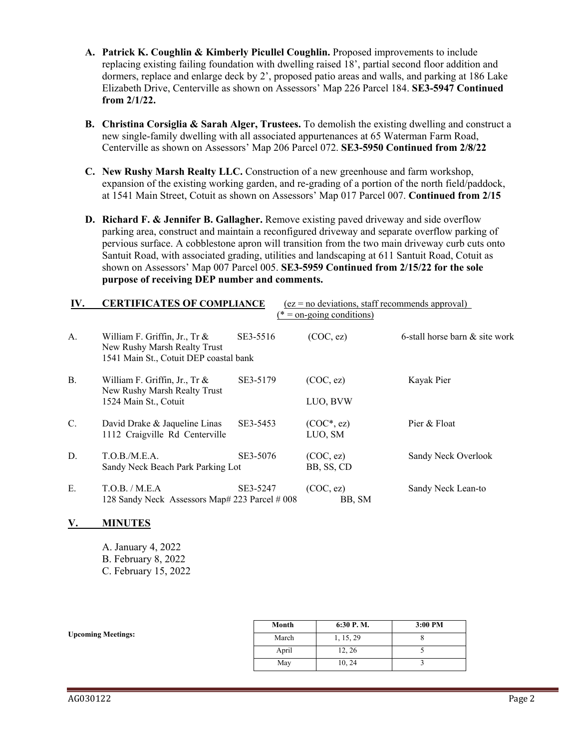A. **Patrick K. Coughlin & Kimberly Picullel Coughlin.** Proposed improvements to include replacing existing failing foundation with dwelling raised 18', partial second floor addition and dormers, replace and enlarge deck by 2', proposed patio areas and walls, and parking at 186 Lake Elizabeth Drive, Centerville as shown on Assessors' Map 226 Parcel 184. **SE3-5947 Continued from 2/1/22.**

B. **Christina Corsiglia & Sarah Alger, Trustees.** To demolish the existing dwelling and construct a new single-family dwelling with all associated appurtenances at 65 Waterman Farm Road, Centerville as shown on Assessors' Map 206 Parcel 072. **SE3-5950 Continued from 2/8/22**

C. **New Rushy Marsh Realty LLC.** Construction of a new greenhouse and farm workshop, expansion of the existing working garden, and re-grading of a portion of the north field/paddock, at 1541 Main Street, Cotuit as shown on Assessors' Map 017 Parcel 007. **Continued from 2/15**

D. **Richard F. & Jennifer B. Gallagher.** Remove existing paved driveway and side overflow parking area, construct and maintain a reconfigured driveway and separate overflow parking of pervious surface. A cobblestone apron will transition from the two main driveway curb cuts onto Santuit Road, with associated grading, utilities and landscaping at 611 Santuit Road, Cotuit as shown on Assessors' Map 007 Parcel 005. **SE3-5959 Continued from 2/15/22 for the sole purpose of receiving DEP number and comments.**

## IV. CERTIFICATES OF COMPLIANCE

(ez = no deviations, staff recommends approval)
(* = on-going conditions)

| | | | | |
|---|---|---|---|---|
| A. | William F. Griffin, Jr., Tr & New Rushy Marsh Realty Trust 1541 Main St., Cotuit DEP coastal bank | SE3-5516 | (COC, ez) | 6-stall horse barn & site work |
| B. | William F. Griffin, Jr., Tr & New Rushy Marsh Realty Trust 1524 Main St., Cotuit | SE3-5179 | (COC, ez) LUO, BVW | Kayak Pier |
| C. | David Drake & Jaqueline Linas 1112 Craigville Rd Centerville | SE3-5453 | (COC*, ez) LUO, SM | Pier & Float |
| D. | T.O.B./M.E.A. Sandy Neck Beach Park Parking Lot | SE3-5076 | (COC, ez) BB, SS, CD | Sandy Neck Overlook |
| E. | T.O.B. / M.E.A 128 Sandy Neck Assessors Map# 223 Parcel # 008 | SE3-5247 | (COC, ez) BB, SM | Sandy Neck Lean-to |

## V. MINUTES

A. January 4, 2022
B. February 8, 2022
C. February 15, 2022

**Upcoming Meetings:**

| Month | 6:30 P. M. | 3:00 PM |
|---|---|---|
| March | 1, 15, 29 | 8 |
| April | 12, 26 | 5 |
| May | 10, 24 | 3 |

AG030122